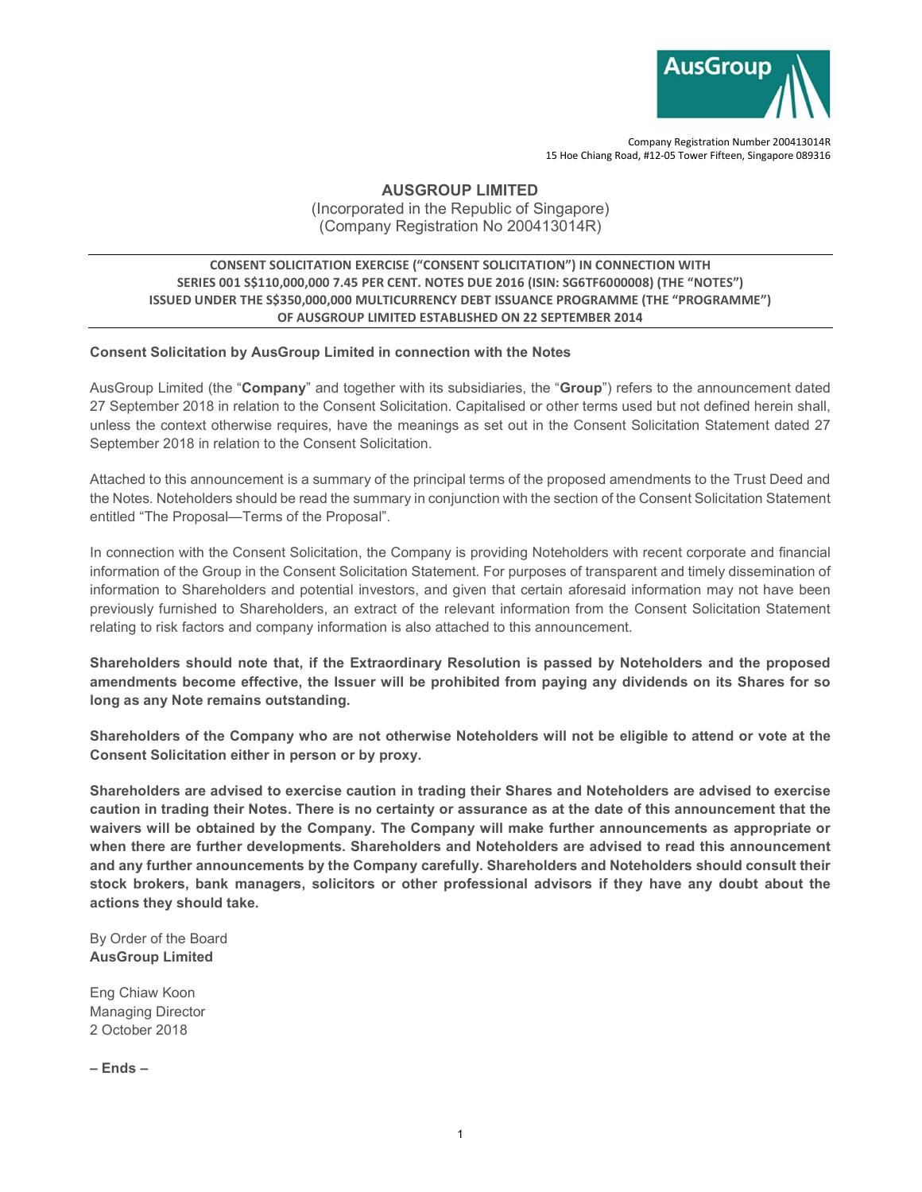Company Registration Number 200413014R
15 Hoe Chiang Road, #12-05 Tower Fifteen, Singapore 089316

# AUSGROUP LIMITED

(Incorporated in the Republic of Singapore)
(Company Registration No 200413014R)

**CONSENT SOLICITATION EXERCISE ("CONSENT SOLICITATION") IN CONNECTION WITH SERIES 001 S$110,000,000 7.45 PER CENT. NOTES DUE 2016 (ISIN: SG6TF6000008) (THE "NOTES") ISSUED UNDER THE S$350,000,000 MULTICURRENCY DEBT ISSUANCE PROGRAMME (THE "PROGRAMME") OF AUSGROUP LIMITED ESTABLISHED ON 22 SEPTEMBER 2014**

**Consent Solicitation by AusGroup Limited in connection with the Notes**

AusGroup Limited (the "**Company**" and together with its subsidiaries, the "**Group**") refers to the announcement dated 27 September 2018 in relation to the Consent Solicitation. Capitalised or other terms used but not defined herein shall, unless the context otherwise requires, have the meanings as set out in the Consent Solicitation Statement dated 27 September 2018 in relation to the Consent Solicitation.

Attached to this announcement is a summary of the principal terms of the proposed amendments to the Trust Deed and the Notes. Noteholders should be read the summary in conjunction with the section of the Consent Solicitation Statement entitled "The Proposal—Terms of the Proposal".

In connection with the Consent Solicitation, the Company is providing Noteholders with recent corporate and financial information of the Group in the Consent Solicitation Statement. For purposes of transparent and timely dissemination of information to Shareholders and potential investors, and given that certain aforesaid information may not have been previously furnished to Shareholders, an extract of the relevant information from the Consent Solicitation Statement relating to risk factors and company information is also attached to this announcement.

**Shareholders should note that, if the Extraordinary Resolution is passed by Noteholders and the proposed amendments become effective, the Issuer will be prohibited from paying any dividends on its Shares for so long as any Note remains outstanding.**

**Shareholders of the Company who are not otherwise Noteholders will not be eligible to attend or vote at the Consent Solicitation either in person or by proxy.**

**Shareholders are advised to exercise caution in trading their Shares and Noteholders are advised to exercise caution in trading their Notes. There is no certainty or assurance as at the date of this announcement that the waivers will be obtained by the Company. The Company will make further announcements as appropriate or when there are further developments. Shareholders and Noteholders are advised to read this announcement and any further announcements by the Company carefully. Shareholders and Noteholders should consult their stock brokers, bank managers, solicitors or other professional advisors if they have any doubt about the actions they should take.**

By Order of the Board
**AusGroup Limited**

Eng Chiaw Koon
Managing Director
2 October 2018

**– Ends –**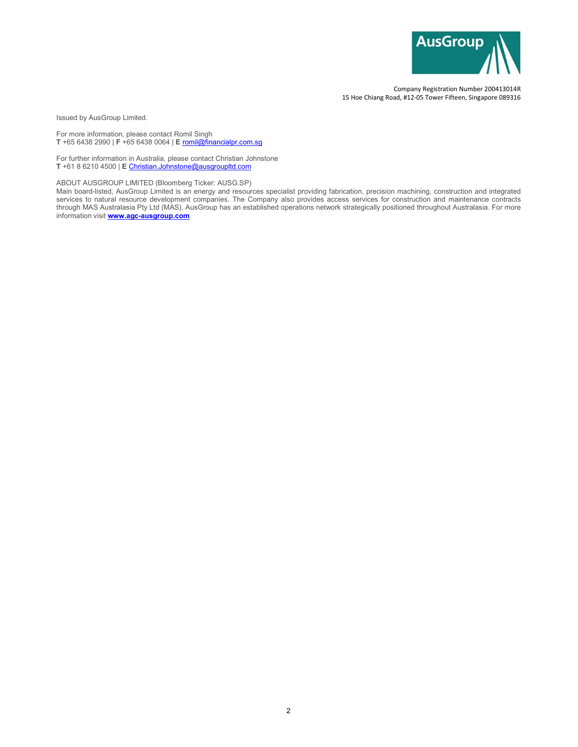Company Registration Number 200413014R
15 Hoe Chiang Road, #12-05 Tower Fifteen, Singapore 089316

Issued by AusGroup Limited.

For more information, please contact Romil Singh
**T** +65 6438 2990 | **F** +65 6438 0064 | **E** romil@financialpr.com.sg

For further information in Australia, please contact Christian Johnstone
**T** +61 8 6210 4500 | **E** Christian.Johnstone@ausgroupltd.com

ABOUT AUSGROUP LIMITED (Bloomberg Ticker: AUSG.SP)
Main board-listed, AusGroup Limited is an energy and resources specialist providing fabrication, precision machining, construction and integrated services to natural resource development companies. The Company also provides access services for construction and maintenance contracts through MAS Australasia Pty Ltd (MAS). AusGroup has an established operations network strategically positioned throughout Australasia. For more information visit **www.agc-ausgroup.com**